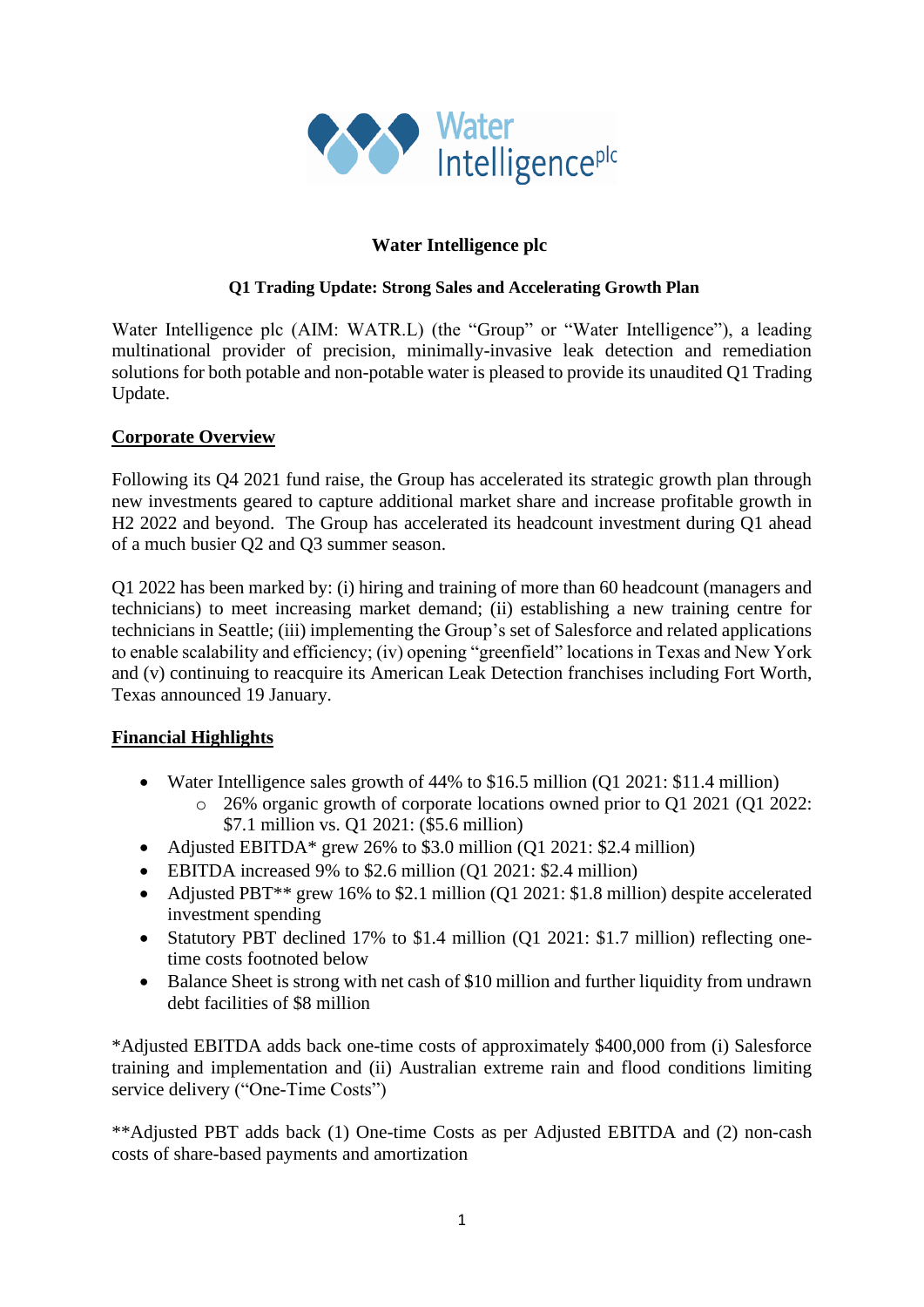# Water Intelligence plc

## Q1 Trading Update: Strong Sales and Accelerating Growth Plan

Water Intelligence plc (AIM: WATR.L) (the "Group" or "Water Intelligence"), a leading multinational provider of precision, minimally-invasive leak detection and remediation solutions for both potable and non-potable water is pleased to provide its unaudited Q1 Trading Update.

### Corporate Overview

Following its Q4 2021 fund raise, the Group has accelerated its strategic growth plan through new investments geared to capture additional market share and increase profitable growth in H2 2022 and beyond. The Group has accelerated its headcount investment during Q1 ahead of a much busier Q2 and Q3 summer season.

Q1 2022 has been marked by: (i) hiring and training of more than 60 headcount (managers and technicians) to meet increasing market demand; (ii) establishing a new training centre for technicians in Seattle; (iii) implementing the Group's set of Salesforce and related applications to enable scalability and efficiency; (iv) opening "greenfield" locations in Texas and New York and (v) continuing to reacquire its American Leak Detection franchises including Fort Worth, Texas announced 19 January.

### Financial Highlights

- Water Intelligence sales growth of 44% to $16.5 million (Q1 2021: $11.4 million)
  - 26% organic growth of corporate locations owned prior to Q1 2021 (Q1 2022: $7.1 million vs. Q1 2021: ($5.6 million)
- Adjusted EBITDA* grew 26% to $3.0 million (Q1 2021: $2.4 million)
- EBITDA increased 9% to $2.6 million (Q1 2021: $2.4 million)
- Adjusted PBT** grew 16% to $2.1 million (Q1 2021: $1.8 million) despite accelerated investment spending
- Statutory PBT declined 17% to $1.4 million (Q1 2021: $1.7 million) reflecting one-time costs footnoted below
- Balance Sheet is strong with net cash of $10 million and further liquidity from undrawn debt facilities of $8 million

*Adjusted EBITDA adds back one-time costs of approximately $400,000 from (i) Salesforce training and implementation and (ii) Australian extreme rain and flood conditions limiting service delivery ("One-Time Costs")

**Adjusted PBT adds back (1) One-time Costs as per Adjusted EBITDA and (2) non-cash costs of share-based payments and amortization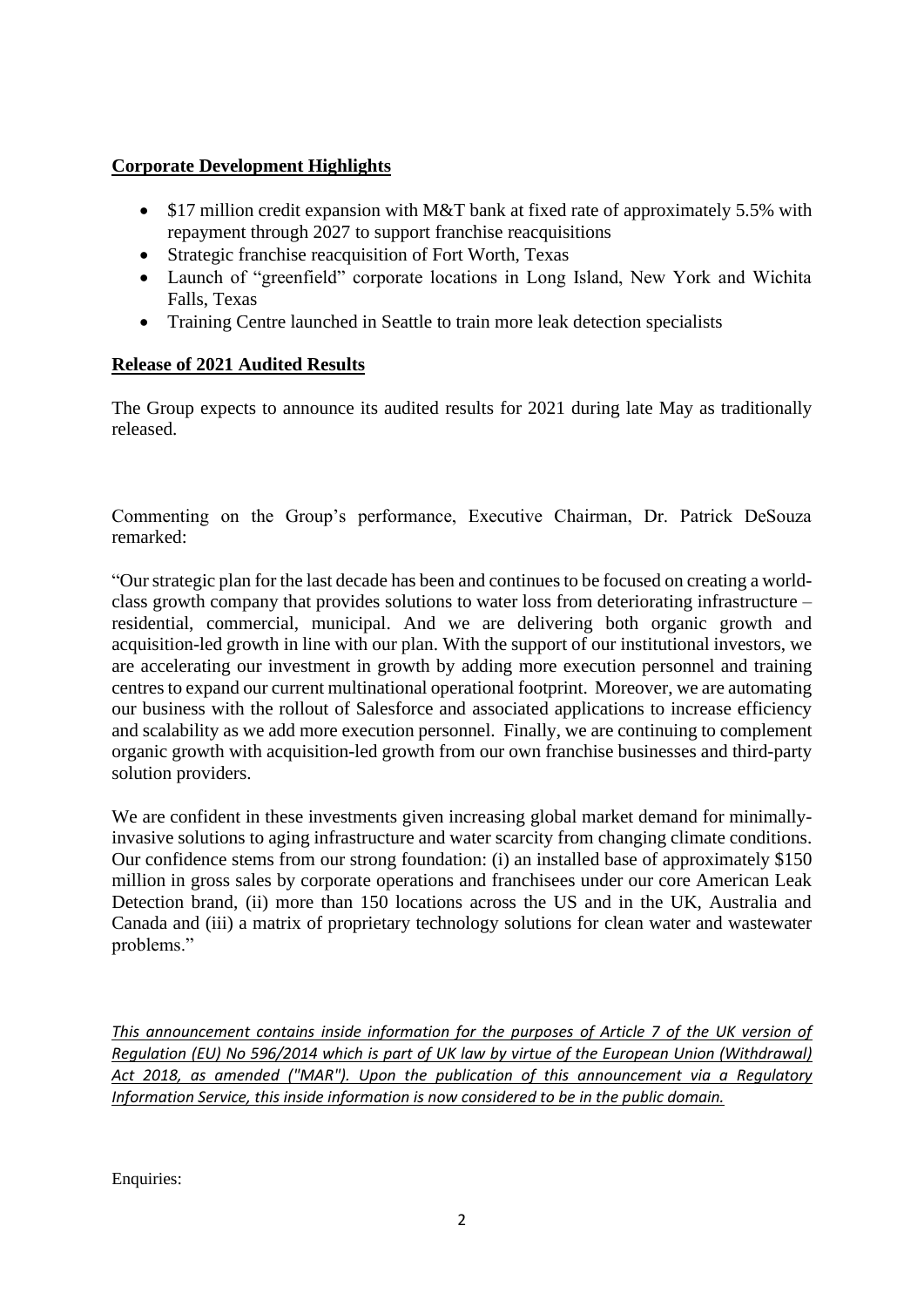## Corporate Development Highlights

- $17 million credit expansion with M&T bank at fixed rate of approximately 5.5% with repayment through 2027 to support franchise reacquisitions
- Strategic franchise reacquisition of Fort Worth, Texas
- Launch of "greenfield" corporate locations in Long Island, New York and Wichita Falls, Texas
- Training Centre launched in Seattle to train more leak detection specialists

## Release of 2021 Audited Results

The Group expects to announce its audited results for 2021 during late May as traditionally released.

Commenting on the Group's performance, Executive Chairman, Dr. Patrick DeSouza remarked:

"Our strategic plan for the last decade has been and continues to be focused on creating a world-class growth company that provides solutions to water loss from deteriorating infrastructure – residential, commercial, municipal. And we are delivering both organic growth and acquisition-led growth in line with our plan. With the support of our institutional investors, we are accelerating our investment in growth by adding more execution personnel and training centres to expand our current multinational operational footprint. Moreover, we are automating our business with the rollout of Salesforce and associated applications to increase efficiency and scalability as we add more execution personnel. Finally, we are continuing to complement organic growth with acquisition-led growth from our own franchise businesses and third-party solution providers.

We are confident in these investments given increasing global market demand for minimally-invasive solutions to aging infrastructure and water scarcity from changing climate conditions. Our confidence stems from our strong foundation: (i) an installed base of approximately $150 million in gross sales by corporate operations and franchisees under our core American Leak Detection brand, (ii) more than 150 locations across the US and in the UK, Australia and Canada and (iii) a matrix of proprietary technology solutions for clean water and wastewater problems."

*This announcement contains inside information for the purposes of Article 7 of the UK version of Regulation (EU) No 596/2014 which is part of UK law by virtue of the European Union (Withdrawal) Act 2018, as amended ("MAR"). Upon the publication of this announcement via a Regulatory Information Service, this inside information is now considered to be in the public domain.*

Enquiries: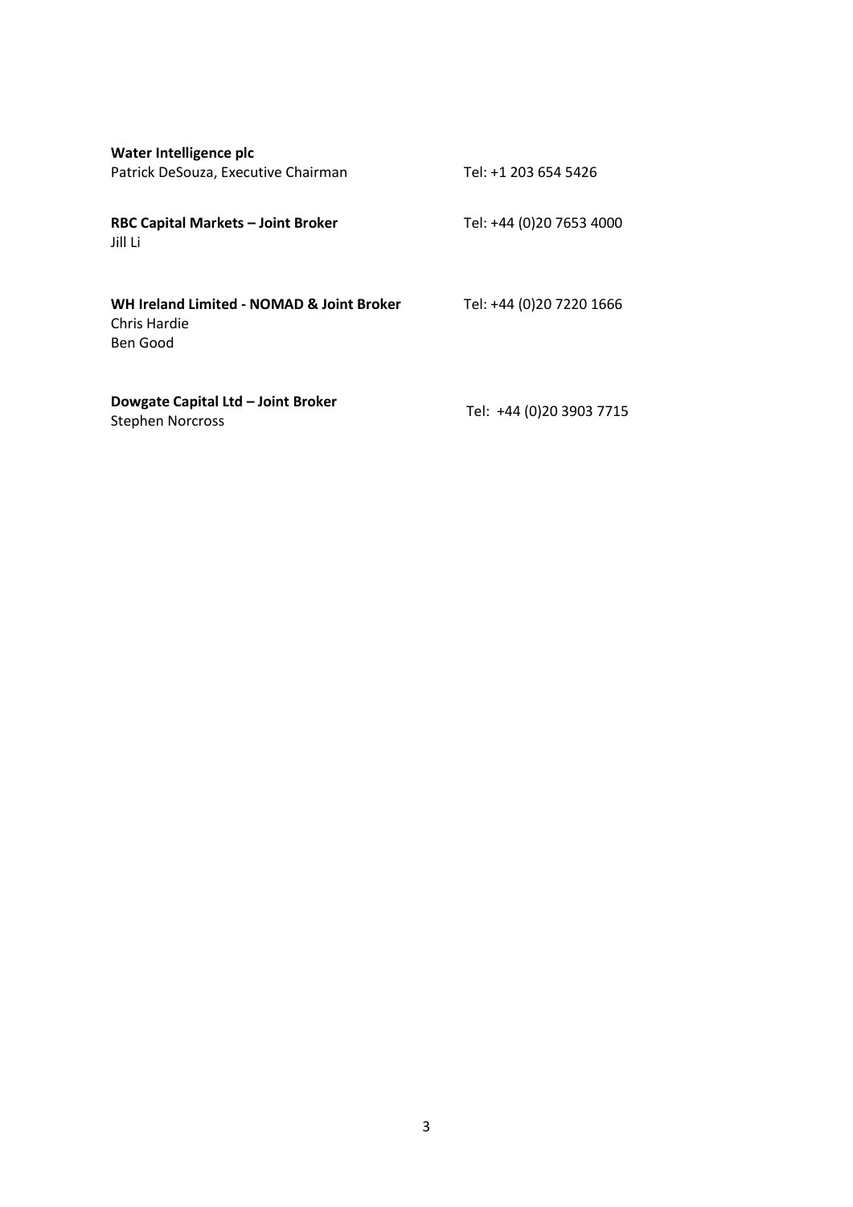**Water Intelligence plc**
Patrick DeSouza, Executive Chairman Tel: +1 203 654 5426

**RBC Capital Markets – Joint Broker** Tel: +44 (0)20 7653 4000
Jill Li

**WH Ireland Limited - NOMAD & Joint Broker** Tel: +44 (0)20 7220 1666
Chris Hardie
Ben Good

**Dowgate Capital Ltd – Joint Broker**
Stephen Norcross Tel: +44 (0)20 3903 7715